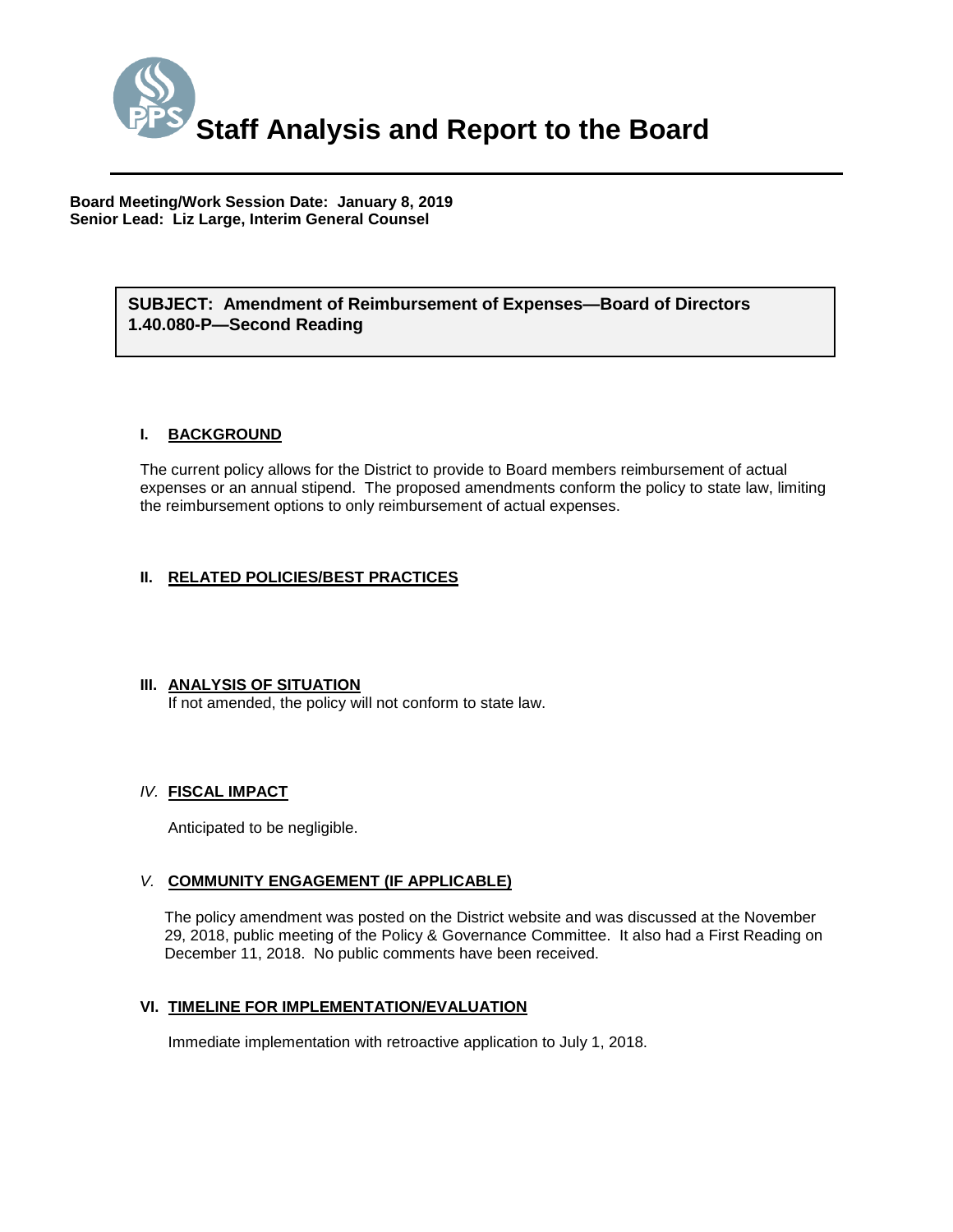# Staff Analysis and Report to the Board

**Board Meeting/Work Session Date: January 8, 2019**
**Senior Lead: Liz Large, Interim General Counsel**

**SUBJECT: Amendment of Reimbursement of Expenses—Board of Directors 1.40.080-P—Second Reading**

## I. BACKGROUND

The current policy allows for the District to provide to Board members reimbursement of actual expenses or an annual stipend. The proposed amendments conform the policy to state law, limiting the reimbursement options to only reimbursement of actual expenses.

## II. RELATED POLICIES/BEST PRACTICES

## III. ANALYSIS OF SITUATION

If not amended, the policy will not conform to state law.

## IV. FISCAL IMPACT

Anticipated to be negligible.

## V. COMMUNITY ENGAGEMENT (IF APPLICABLE)

The policy amendment was posted on the District website and was discussed at the November 29, 2018, public meeting of the Policy & Governance Committee. It also had a First Reading on December 11, 2018. No public comments have been received.

## VI. TIMELINE FOR IMPLEMENTATION/EVALUATION

Immediate implementation with retroactive application to July 1, 2018.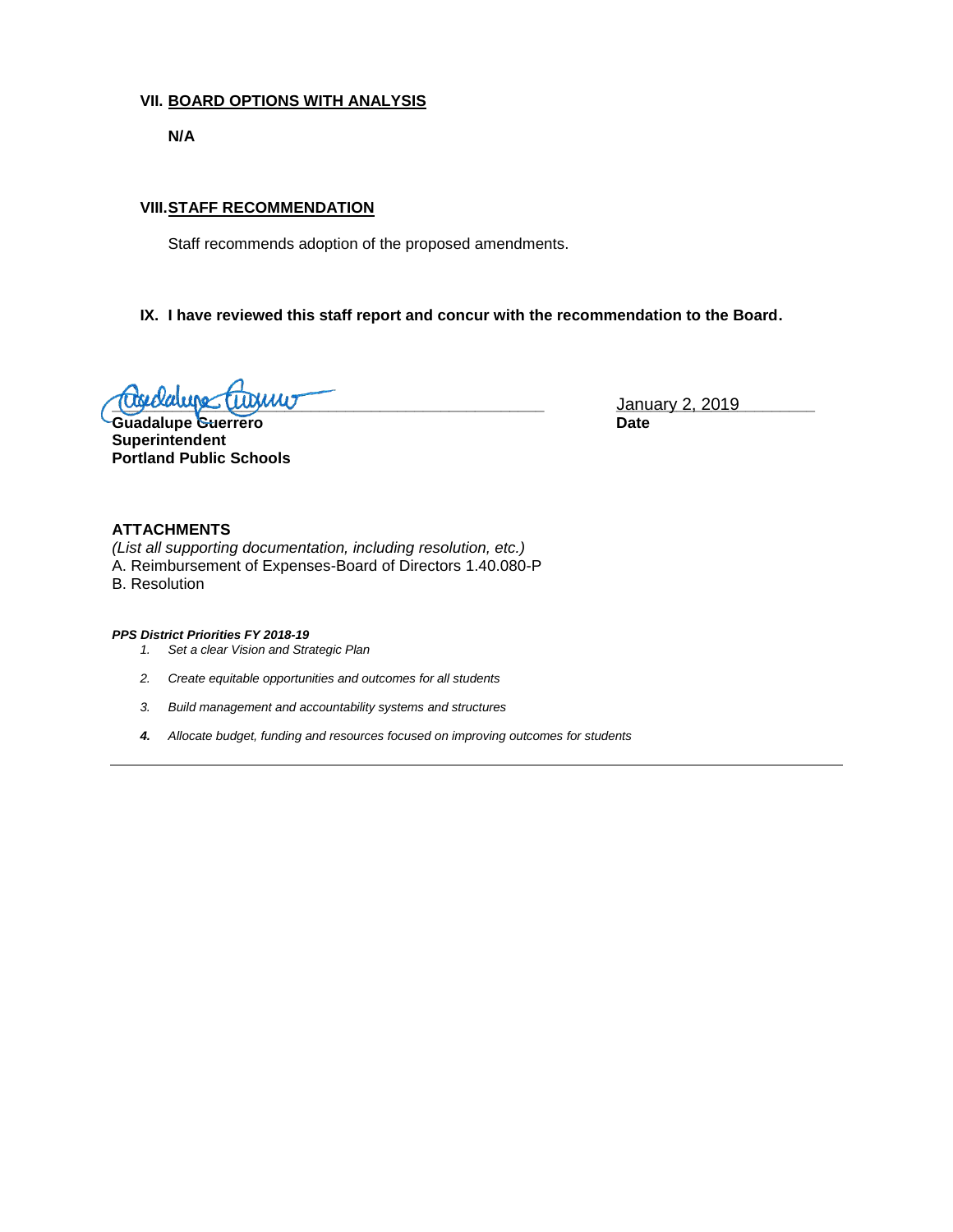## VII. BOARD OPTIONS WITH ANALYSIS

**N/A**

## VIII. STAFF RECOMMENDATION

Staff recommends adoption of the proposed amendments.

**IX. I have reviewed this staff report and concur with the recommendation to the Board.**

**Guadalupe Guerrero**
**Superintendent**
**Portland Public Schools**

January 2, 2019
**Date**

**ATTACHMENTS**

*(List all supporting documentation, including resolution, etc.)*

A. Reimbursement of Expenses-Board of Directors 1.40.080-P
B. Resolution

***PPS District Priorities FY 2018-19***

1. *Set a clear Vision and Strategic Plan*
2. *Create equitable opportunities and outcomes for all students*
3. *Build management and accountability systems and structures*
4. *Allocate budget, funding and resources focused on improving outcomes for students*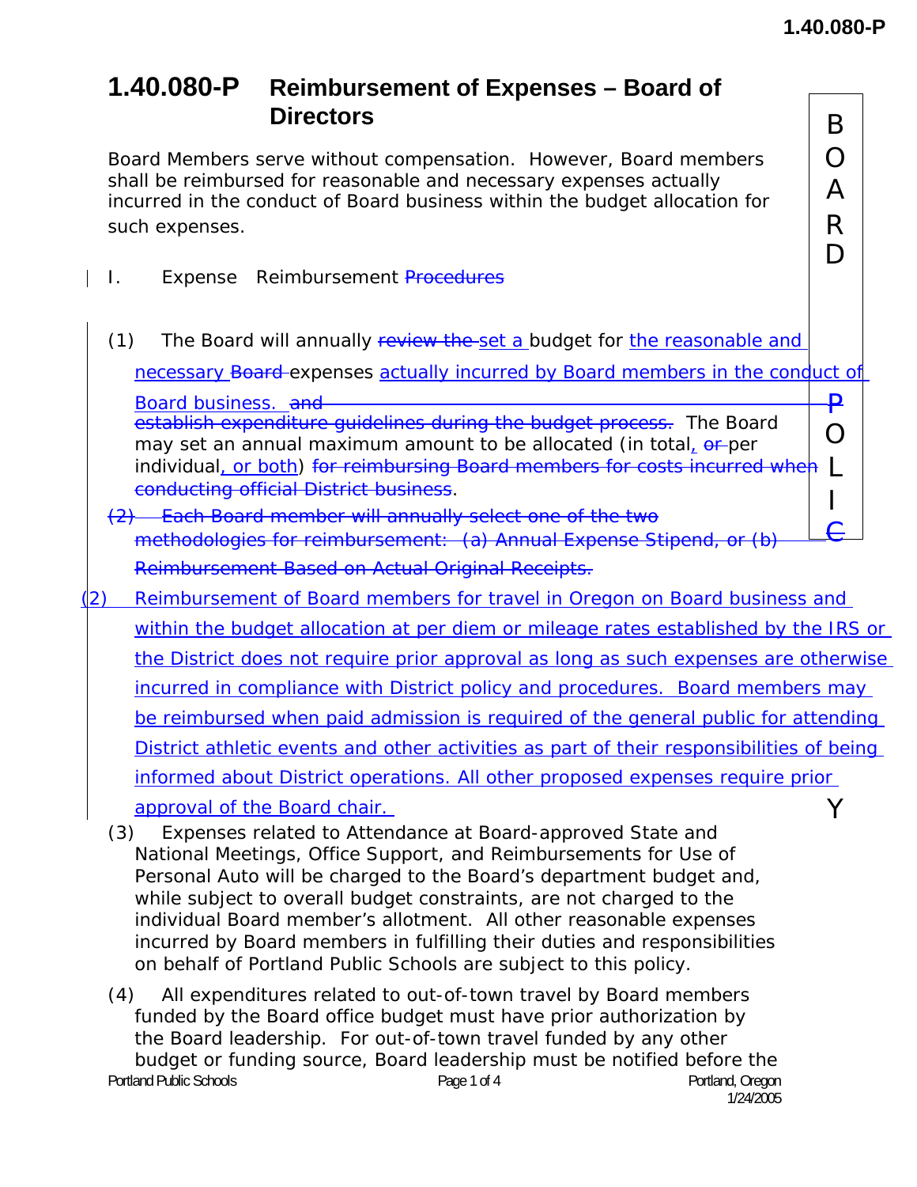# 1.40.080-P Reimbursement of Expenses – Board of Directors

Board Members serve without compensation. However, Board members shall be reimbursed for reasonable and necessary expenses actually incurred in the conduct of Board business within the budget allocation for such expenses.

I. Expense Reimbursement ~~Procedures~~

(1) The Board will annually ~~review the~~ set a budget for the reasonable and necessary ~~Board~~ expenses actually incurred by Board members in the conduct of Board business. ~~and establish expenditure guidelines during the budget process.~~ The Board may set an annual maximum amount to be allocated (in total, ~~or~~ per individual, or both) ~~for reimbursing Board members for costs incurred when conducting official District business~~.

~~(2) Each Board member will annually select one of the two methodologies for reimbursement: (a) Annual Expense Stipend, or (b) Reimbursement Based on Actual Original Receipts.~~

(2) Reimbursement of Board members for travel in Oregon on Board business and within the budget allocation at per diem or mileage rates established by the IRS or the District does not require prior approval as long as such expenses are otherwise incurred in compliance with District policy and procedures. Board members may be reimbursed when paid admission is required of the general public for attending District athletic events and other activities as part of their responsibilities of being informed about District operations. All other proposed expenses require prior approval of the Board chair.

(3) Expenses related to Attendance at Board-approved State and National Meetings, Office Support, and Reimbursements for Use of Personal Auto will be charged to the Board's department budget and, while subject to overall budget constraints, are not charged to the individual Board member's allotment. All other reasonable expenses incurred by Board members in fulfilling their duties and responsibilities on behalf of Portland Public Schools are subject to this policy.

(4) All expenditures related to out-of-town travel by Board members funded by the Board office budget must have prior authorization by the Board leadership. For out-of-town travel funded by any other budget or funding source, Board leadership must be notified before the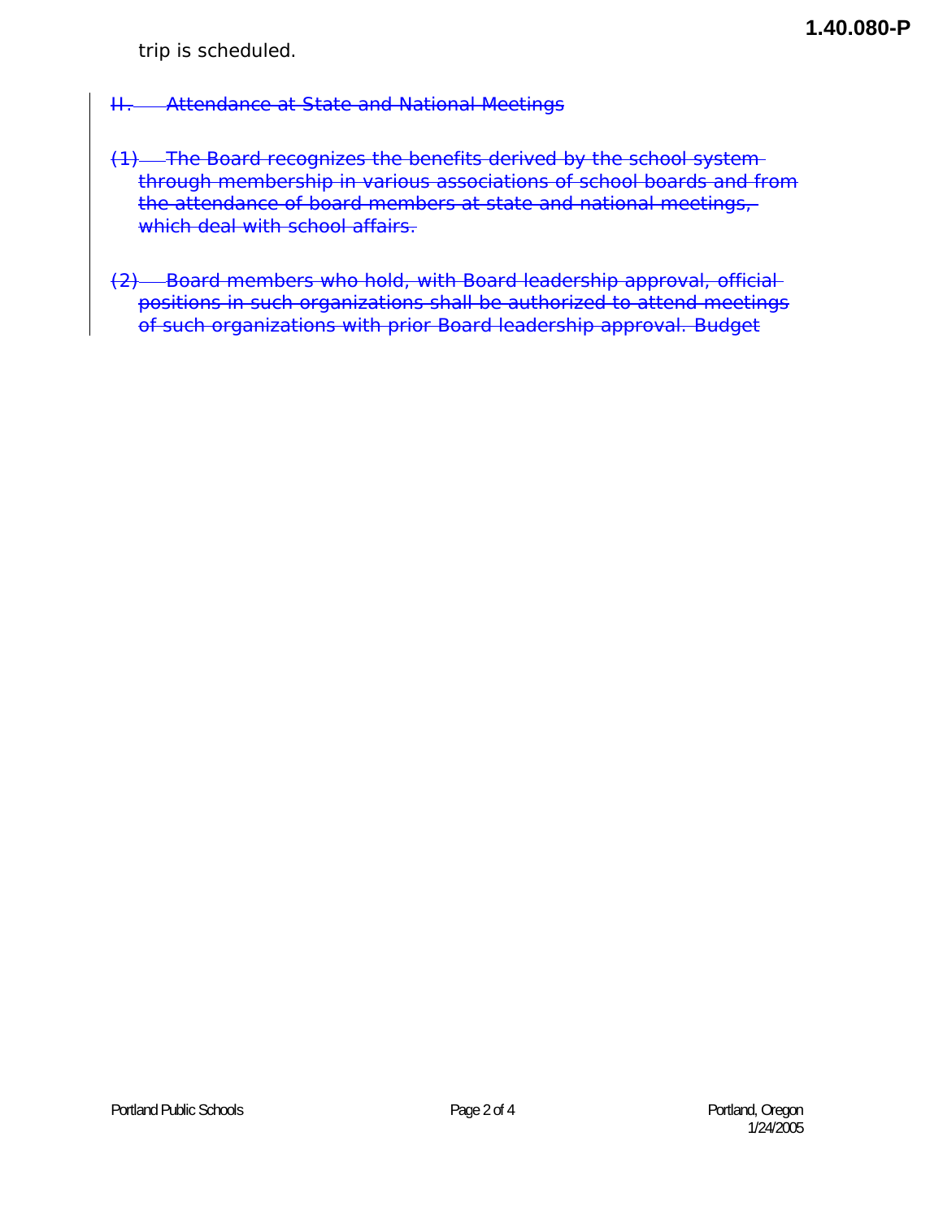trip is scheduled.

~~II. Attendance at State and National Meetings~~

~~(1) The Board recognizes the benefits derived by the school system through membership in various associations of school boards and from the attendance of board members at state and national meetings, which deal with school affairs.~~

~~(2) Board members who hold, with Board leadership approval, official positions in such organizations shall be authorized to attend meetings of such organizations with prior Board leadership approval. Budget~~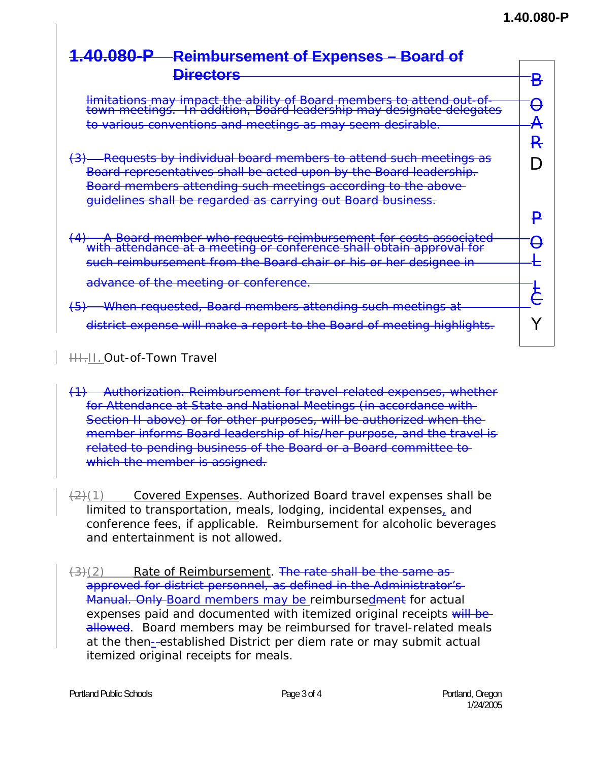# 1.40.080-P Reimbursement of Expenses – Board of Directors

limitations may impact the ability of Board members to attend out-of-town meetings. In addition, Board leadership may designate delegates to various conventions and meetings as may seem desirable.

(3) Requests by individual board members to attend such meetings as Board representatives shall be acted upon by the Board leadership. Board members attending such meetings according to the above guidelines shall be regarded as carrying out Board business.

(4) A Board member who requests reimbursement for costs associated with attendance at a meeting or conference shall obtain approval for such reimbursement from the Board chair or his or her designee in advance of the meeting or conference.

(5) When requested, Board members attending such meetings at district expense will make a report to the Board of meeting highlights.

III. II. Out-of-Town Travel

(1) Authorization. Reimbursement for travel-related expenses, whether for Attendance at State and National Meetings (in accordance with Section II above) or for other purposes, will be authorized when the member informs Board leadership of his/her purpose, and the travel is related to pending business of the Board or a Board committee to which the member is assigned.

(2)(1) Covered Expenses. Authorized Board travel expenses shall be limited to transportation, meals, lodging, incidental expenses, and conference fees, if applicable. Reimbursement for alcoholic beverages and entertainment is not allowed.

(3)(2) Rate of Reimbursement. The rate shall be the same as approved for district personnel, as defined in the Administrator's Manual. Only Board members may be reimbursedment for actual expenses paid and documented with itemized original receipts will be allowed. Board members may be reimbursed for travel-related meals at the then--established District per diem rate or may submit actual itemized original receipts for meals.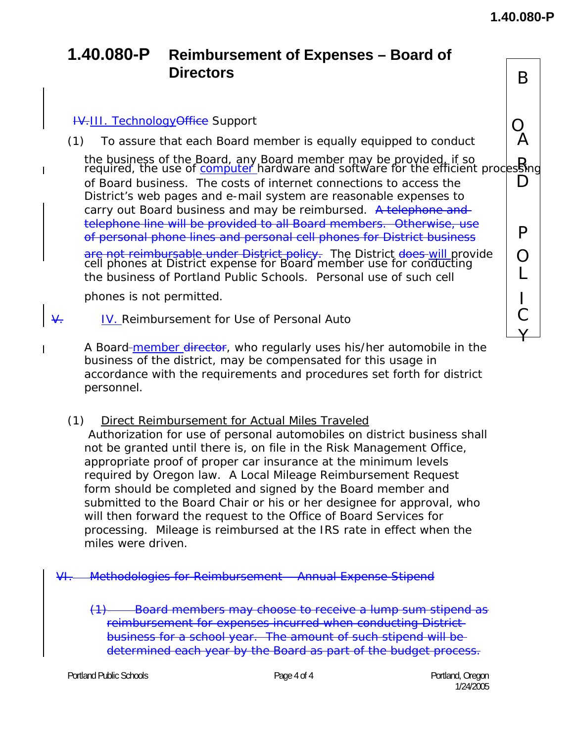# 1.40.080-P Reimbursement of Expenses – Board of Directors

~~IV.~~ III. Technology ~~Office~~ Support

(1) To assure that each Board member is equally equipped to conduct the business of the Board, any Board member may be provided, if so required, the use of computer hardware and software for the efficient processing of Board business. The costs of internet connections to access the District's web pages and e-mail system are reasonable expenses to carry out Board business and may be reimbursed. ~~A telephone and telephone line will be provided to all Board members. Otherwise, use of personal phone lines and personal cell phones for District business are not reimbursable under District policy.~~ The District ~~does~~ will provide cell phones at District expense for Board member use for conducting the business of Portland Public Schools. Personal use of such cell phones is not permitted.

~~V.~~ IV. Reimbursement for Use of Personal Auto

A Board member ~~director~~, who regularly uses his/her automobile in the business of the district, may be compensated for this usage in accordance with the requirements and procedures set forth for district personnel.

(1) Direct Reimbursement for Actual Miles Traveled
Authorization for use of personal automobiles on district business shall not be granted until there is, on file in the Risk Management Office, appropriate proof of proper car insurance at the minimum levels required by Oregon law. A Local Mileage Reimbursement Request form should be completed and signed by the Board member and submitted to the Board Chair or his or her designee for approval, who will then forward the request to the Office of Board Services for processing. Mileage is reimbursed at the IRS rate in effect when the miles were driven.

~~VI. Methodologies for Reimbursement – Annual Expense Stipend~~

~~(1) Board members may choose to receive a lump sum stipend as reimbursement for expenses incurred when conducting District business for a school year. The amount of such stipend will be determined each year by the Board as part of the budget process.~~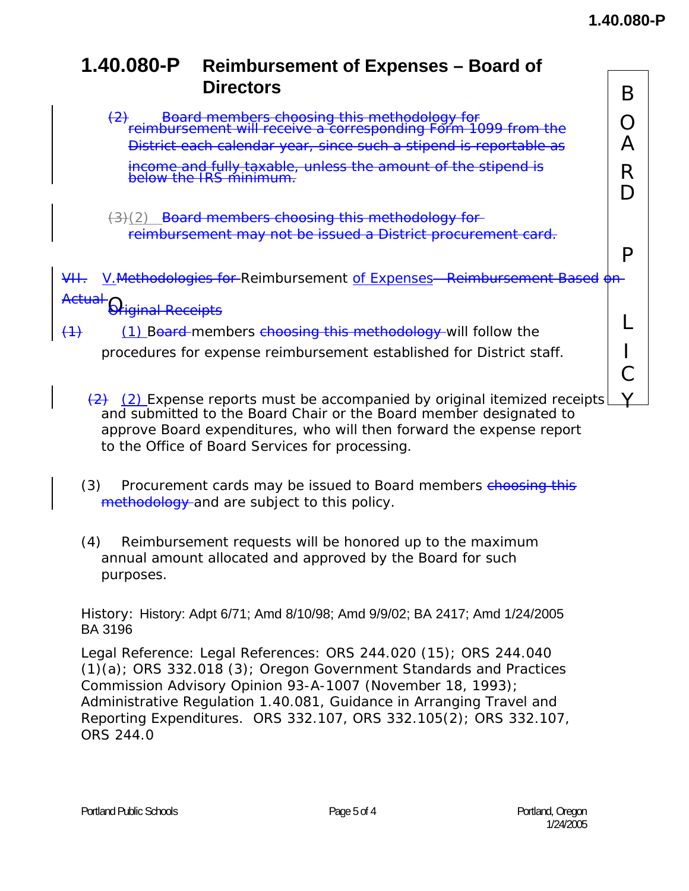# 1.40.080-P Reimbursement of Expenses – Board of Directors

~~(2) Board members choosing this methodology for reimbursement will receive a corresponding Form 1099 from the District each calendar year, since such a stipend is reportable as income and fully taxable, unless the amount of the stipend is below the IRS minimum.~~

~~(3)~~(2) ~~Board members choosing this methodology for reimbursement may not be issued a District procurement card.~~

~~VII.~~ V. ~~Methodologies for~~ Reimbursement of Expenses ~~– Reimbursement Based on Actual Original Receipts~~

~~(1)~~ (1) B~~oard~~ members ~~choosing this methodology~~ will follow the procedures for expense reimbursement established for District staff.

~~(2)~~ (2) Expense reports must be accompanied by original itemized receipts and submitted to the Board Chair or the Board member designated to approve Board expenditures, who will then forward the expense report to the Office of Board Services for processing.

(3) Procurement cards may be issued to Board members ~~choosing this methodology~~ and are subject to this policy.

(4) Reimbursement requests will be honored up to the maximum annual amount allocated and approved by the Board for such purposes.

History: History: Adpt 6/71; Amd 8/10/98; Amd 9/9/02; BA 2417; Amd 1/24/2005 BA 3196

Legal Reference: Legal References: ORS 244.020 (15); ORS 244.040 (1)(a); ORS 332.018 (3); Oregon Government Standards and Practices Commission Advisory Opinion 93-A-1007 (November 18, 1993); Administrative Regulation 1.40.081, Guidance in Arranging Travel and Reporting Expenditures. ORS 332.107, ORS 332.105(2); ORS 332.107, ORS 244.0